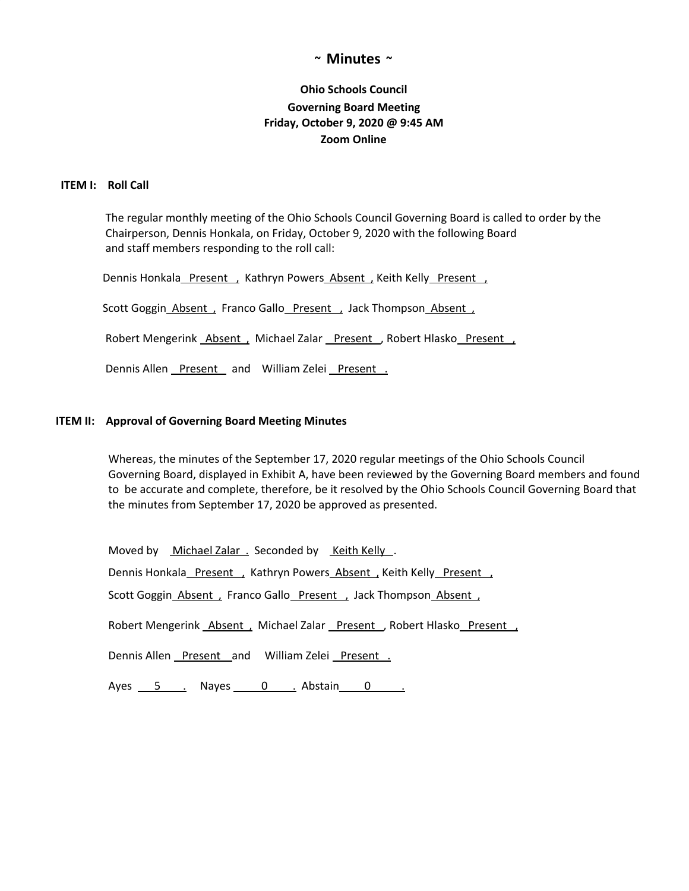# ~ Minutes ~

**Ohio Schools Council**
**Governing Board Meeting**
**Friday, October 9, 2020 @ 9:45 AM**
**Zoom Online**

**ITEM I: Roll Call**

The regular monthly meeting of the Ohio Schools Council Governing Board is called to order by the Chairperson, Dennis Honkala, on Friday, October 9, 2020 with the following Board and staff members responding to the roll call:

Dennis Honkala Present , Kathryn Powers Absent , Keith Kelly Present ,

Scott Goggin Absent , Franco Gallo Present , Jack Thompson Absent ,

Robert Mengerink Absent , Michael Zalar Present , Robert Hlasko Present ,

Dennis Allen Present and William Zelei Present .

**ITEM II: Approval of Governing Board Meeting Minutes**

Whereas, the minutes of the September 17, 2020 regular meetings of the Ohio Schools Council Governing Board, displayed in Exhibit A, have been reviewed by the Governing Board members and found to be accurate and complete, therefore, be it resolved by the Ohio Schools Council Governing Board that the minutes from September 17, 2020 be approved as presented.

Moved by Michael Zalar . Seconded by Keith Kelly .

Dennis Honkala Present , Kathryn Powers Absent , Keith Kelly Present ,

Scott Goggin Absent , Franco Gallo Present , Jack Thompson Absent ,

Robert Mengerink Absent , Michael Zalar Present , Robert Hlasko Present ,

Dennis Allen Present and William Zelei Present .

Ayes 5 . Nayes 0 . Abstain 0 .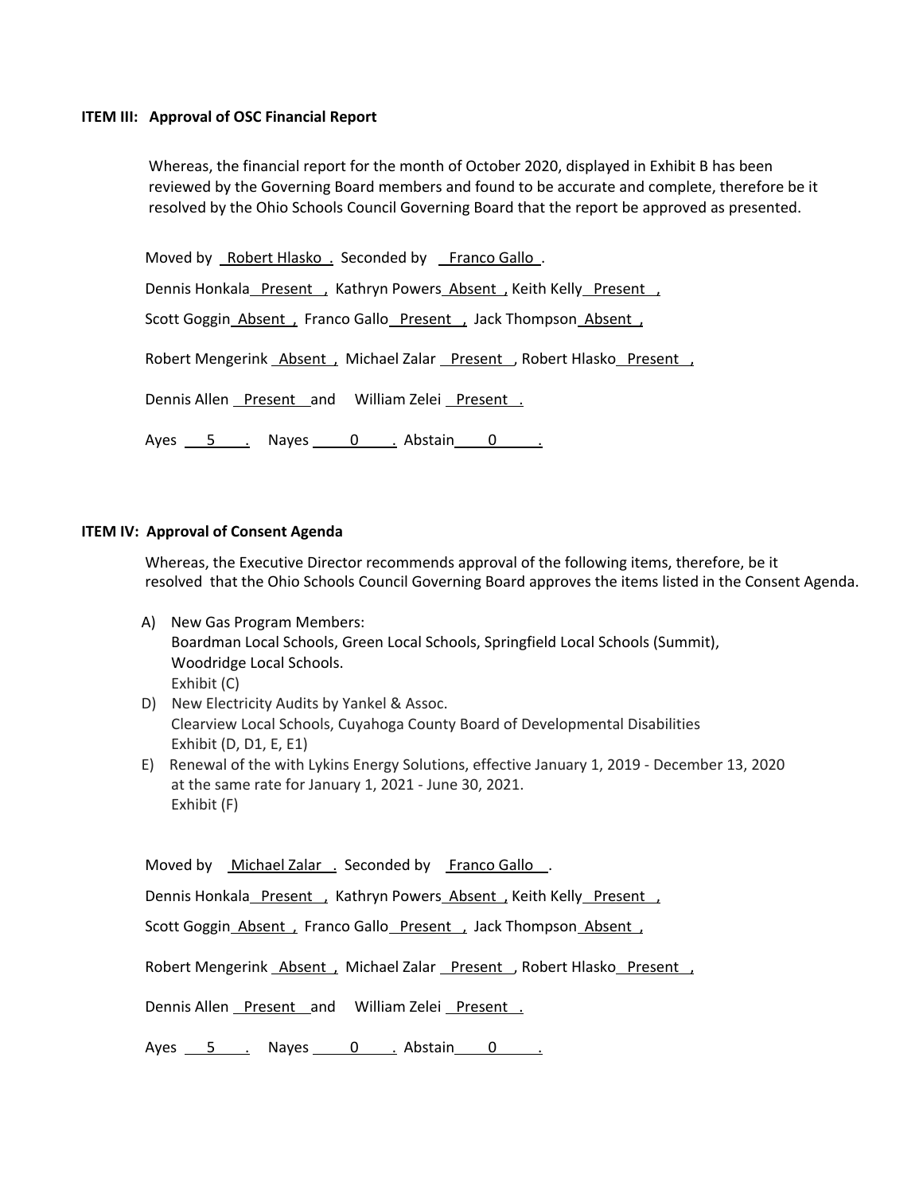**ITEM III: Approval of OSC Financial Report**

Whereas, the financial report for the month of October 2020, displayed in Exhibit B has been reviewed by the Governing Board members and found to be accurate and complete, therefore be it resolved by the Ohio Schools Council Governing Board that the report be approved as presented.

Moved by Robert Hlasko . Seconded by Franco Gallo .

Dennis Honkala Present , Kathryn Powers Absent , Keith Kelly Present ,

Scott Goggin Absent , Franco Gallo Present , Jack Thompson Absent ,

Robert Mengerink Absent , Michael Zalar Present , Robert Hlasko Present ,

Dennis Allen Present and William Zelei Present .

Ayes 5 . Nayes 0 . Abstain 0 .

**ITEM IV: Approval of Consent Agenda**

Whereas, the Executive Director recommends approval of the following items, therefore, be it resolved that the Ohio Schools Council Governing Board approves the items listed in the Consent Agenda.

A) New Gas Program Members:
   Boardman Local Schools, Green Local Schools, Springfield Local Schools (Summit), Woodridge Local Schools.
   Exhibit (C)

D) New Electricity Audits by Yankel & Assoc.
   Clearview Local Schools, Cuyahoga County Board of Developmental Disabilities
   Exhibit (D, D1, E, E1)

E) Renewal of the with Lykins Energy Solutions, effective January 1, 2019 - December 13, 2020 at the same rate for January 1, 2021 - June 30, 2021.
   Exhibit (F)

Moved by Michael Zalar . Seconded by Franco Gallo .

Dennis Honkala Present , Kathryn Powers Absent , Keith Kelly Present ,

Scott Goggin Absent , Franco Gallo Present , Jack Thompson Absent ,

Robert Mengerink Absent , Michael Zalar Present , Robert Hlasko Present ,

Dennis Allen Present and William Zelei Present .

Ayes 5 . Nayes 0 . Abstain 0 .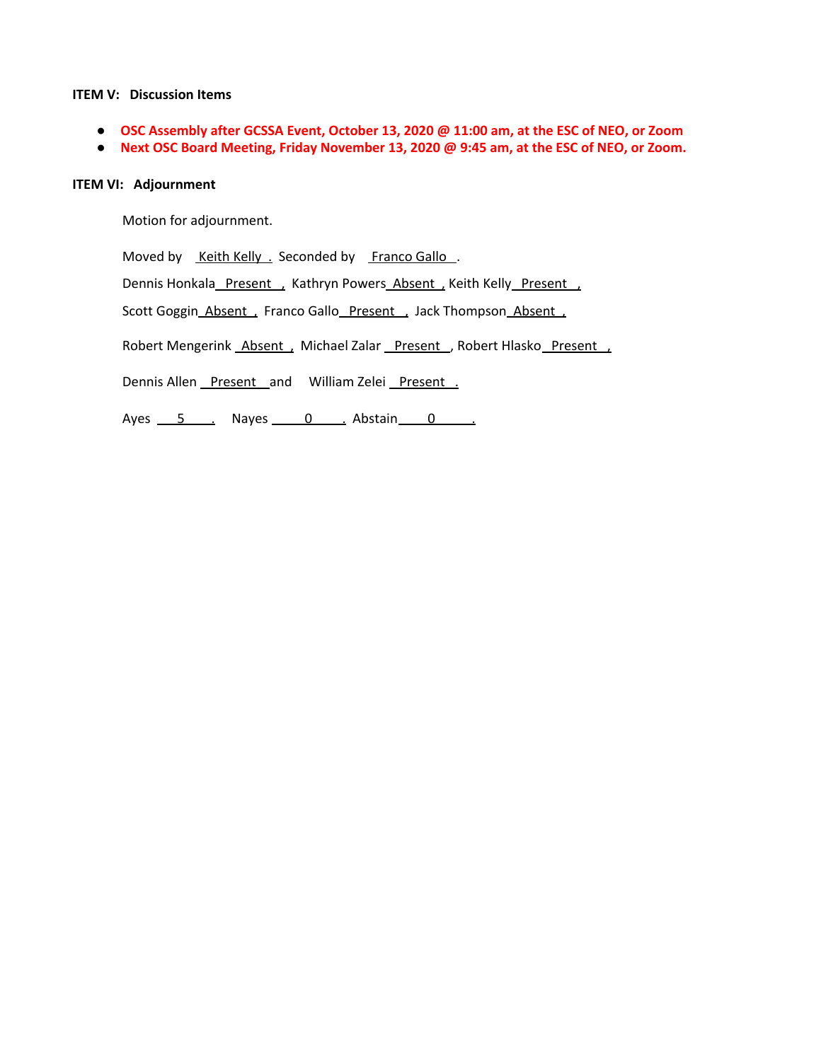**ITEM V: Discussion Items**

- **OSC Assembly after GCSSA Event, October 13, 2020 @ 11:00 am, at the ESC of NEO, or Zoom**
- **Next OSC Board Meeting, Friday November 13, 2020 @ 9:45 am, at the ESC of NEO, or Zoom.**

**ITEM VI: Adjournment**

Motion for adjournment.

Moved by Keith Kelly. Seconded by Franco Gallo.

Dennis Honkala Present, Kathryn Powers Absent, Keith Kelly Present,

Scott Goggin Absent, Franco Gallo Present, Jack Thompson Absent,

Robert Mengerink Absent, Michael Zalar Present, Robert Hlasko Present,

Dennis Allen Present and William Zelei Present.

Ayes 5. Nayes 0. Abstain 0.